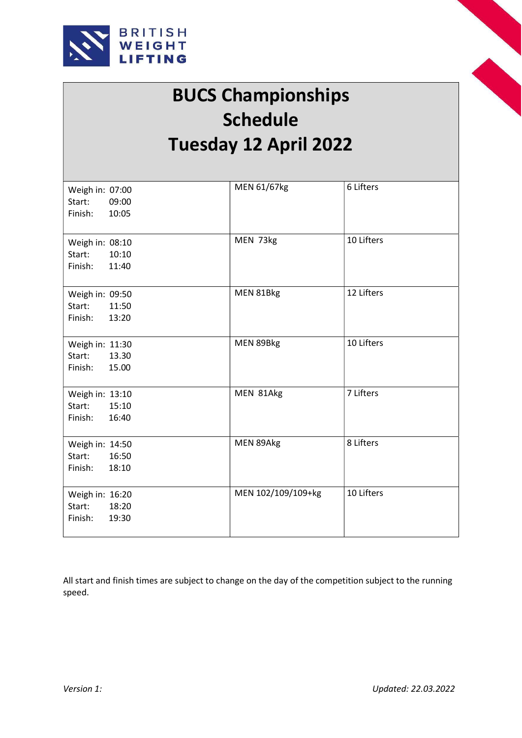BRITISH WEIGHT LIFTING

# BUCS Championships Schedule Tuesday 12 April 2022

| | | |
|---|---|---|
| Weigh in: 07:00<br>Start: 09:00<br>Finish: 10:05 | MEN 61/67kg | 6 Lifters |
| Weigh in: 08:10<br>Start: 10:10<br>Finish: 11:40 | MEN 73kg | 10 Lifters |
| Weigh in: 09:50<br>Start: 11:50<br>Finish: 13:20 | MEN 81Bkg | 12 Lifters |
| Weigh in: 11:30<br>Start: 13.30<br>Finish: 15.00 | MEN 89Bkg | 10 Lifters |
| Weigh in: 13:10<br>Start: 15:10<br>Finish: 16:40 | MEN 81Akg | 7 Lifters |
| Weigh in: 14:50<br>Start: 16:50<br>Finish: 18:10 | MEN 89Akg | 8 Lifters |
| Weigh in: 16:20<br>Start: 18:20<br>Finish: 19:30 | MEN 102/109/109+kg | 10 Lifters |

All start and finish times are subject to change on the day of the competition subject to the running speed.

*Version 1:* *Updated: 22.03.2022*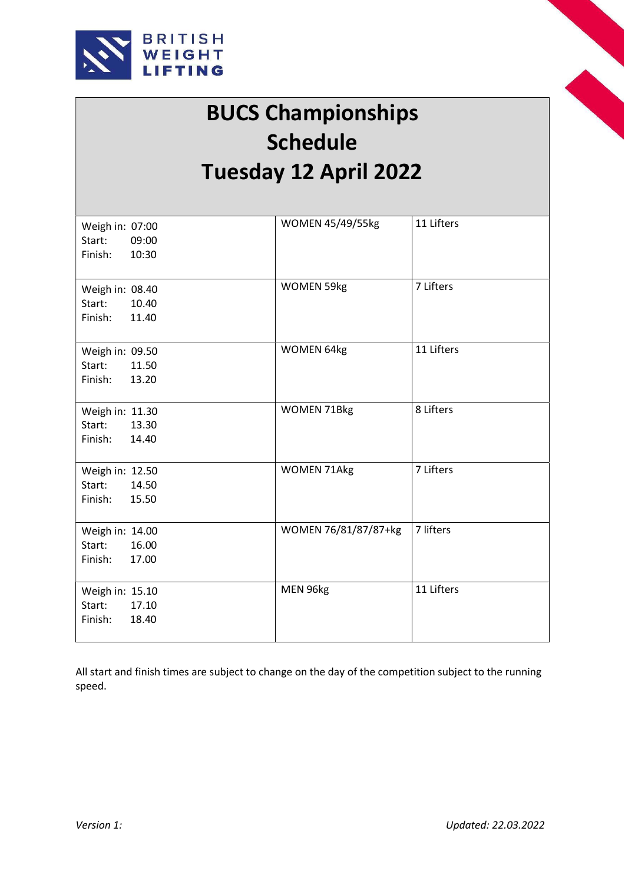# BUCS Championships Schedule Tuesday 12 April 2022

| | | |
|---|---|---|
| Weigh in: 07:00<br>Start: 09:00<br>Finish: 10:30 | WOMEN 45/49/55kg | 11 Lifters |
| Weigh in: 08.40<br>Start: 10.40<br>Finish: 11.40 | WOMEN 59kg | 7 Lifters |
| Weigh in: 09.50<br>Start: 11.50<br>Finish: 13.20 | WOMEN 64kg | 11 Lifters |
| Weigh in: 11.30<br>Start: 13.30<br>Finish: 14.40 | WOMEN 71Bkg | 8 Lifters |
| Weigh in: 12.50<br>Start: 14.50<br>Finish: 15.50 | WOMEN 71Akg | 7 Lifters |
| Weigh in: 14.00<br>Start: 16.00<br>Finish: 17.00 | WOMEN 76/81/87/87+kg | 7 lifters |
| Weigh in: 15.10<br>Start: 17.10<br>Finish: 18.40 | MEN 96kg | 11 Lifters |

All start and finish times are subject to change on the day of the competition subject to the running speed.

*Version 1:* *Updated: 22.03.2022*